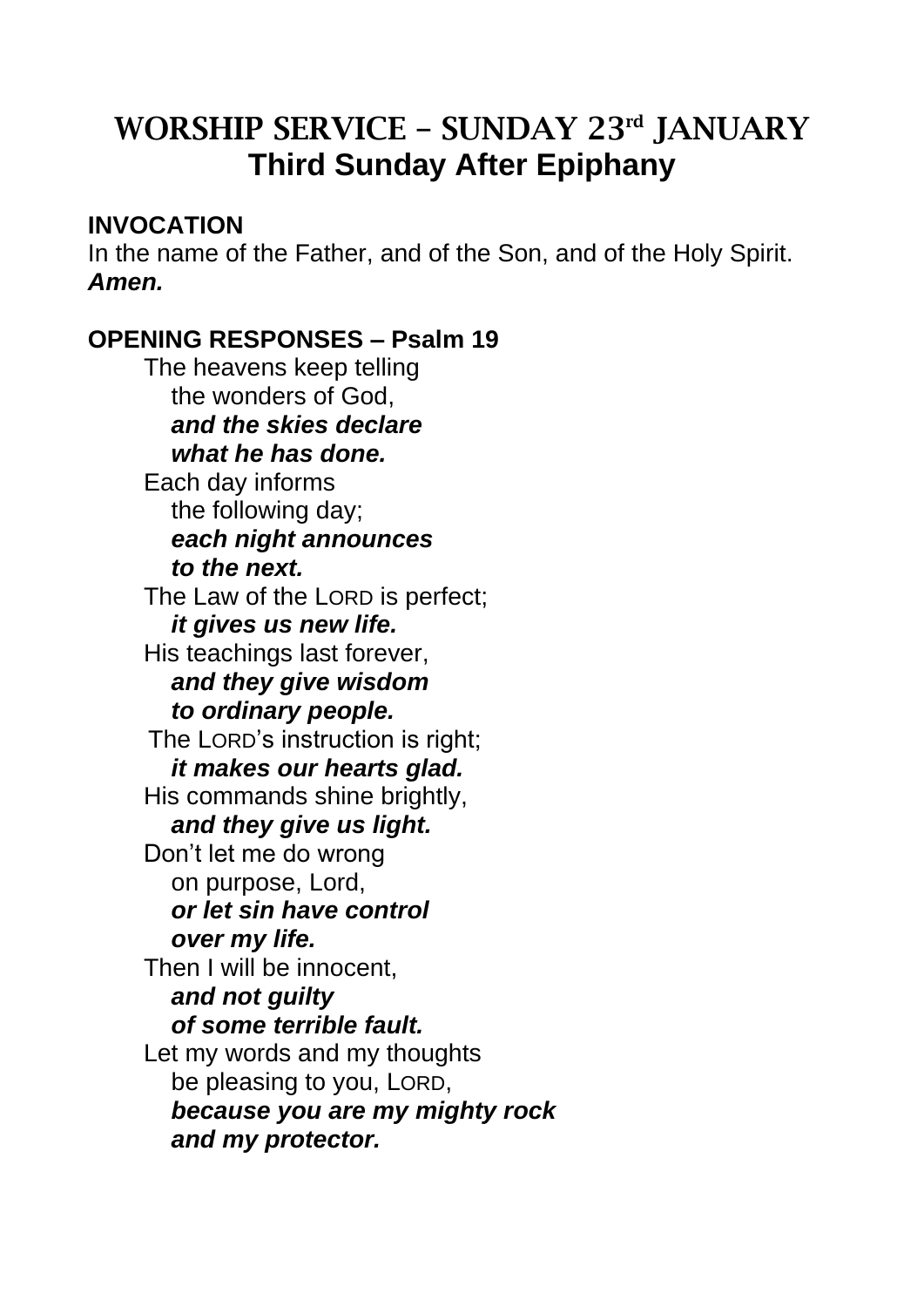# WORSHIP SERVICE – SUNDAY 23rd JANUARY
## Third Sunday After Epiphany

**INVOCATION**

In the name of the Father, and of the Son, and of the Holy Spirit.
***Amen.***

**OPENING RESPONSES – Psalm 19**

The heavens keep telling
the wonders of God,
***and the skies declare***
***what he has done.***
Each day informs
the following day;
***each night announces***
***to the next.***
The Law of the LORD is perfect;
***it gives us new life.***
His teachings last forever,
***and they give wisdom***
***to ordinary people.***
The LORD's instruction is right;
***it makes our hearts glad.***
His commands shine brightly,
***and they give us light.***
Don't let me do wrong
on purpose, Lord,
***or let sin have control***
***over my life.***
Then I will be innocent,
***and not guilty***
***of some terrible fault.***
Let my words and my thoughts
be pleasing to you, LORD,
***because you are my mighty rock***
***and my protector.***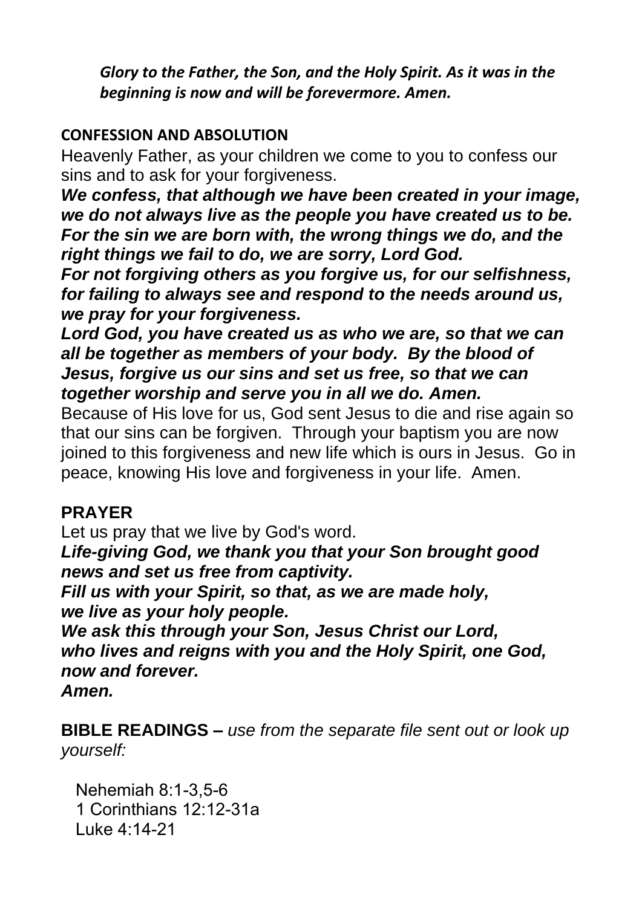***Glory to the Father, the Son, and the Holy Spirit. As it was in the beginning is now and will be forevermore. Amen.***

**CONFESSION AND ABSOLUTION**

Heavenly Father, as your children we come to you to confess our sins and to ask for your forgiveness.

***We confess, that although we have been created in your image, we do not always live as the people you have created us to be. For the sin we are born with, the wrong things we do, and the right things we fail to do, we are sorry, Lord God.***

***For not forgiving others as you forgive us, for our selfishness, for failing to always see and respond to the needs around us, we pray for your forgiveness.***

***Lord God, you have created us as who we are, so that we can all be together as members of your body. By the blood of Jesus, forgive us our sins and set us free, so that we can together worship and serve you in all we do. Amen.***

Because of His love for us, God sent Jesus to die and rise again so that our sins can be forgiven. Through your baptism you are now joined to this forgiveness and new life which is ours in Jesus. Go in peace, knowing His love and forgiveness in your life. Amen.

**PRAYER**

Let us pray that we live by God's word.

***Life-giving God, we thank you that your Son brought good news and set us free from captivity.***
***Fill us with your Spirit, so that, as we are made holy, we live as your holy people.***
***We ask this through your Son, Jesus Christ our Lord, who lives and reigns with you and the Holy Spirit, one God, now and forever.***
***Amen.***

**BIBLE READINGS –** *use from the separate file sent out or look up yourself:*

Nehemiah 8:1-3,5-6
1 Corinthians 12:12-31a
Luke 4:14-21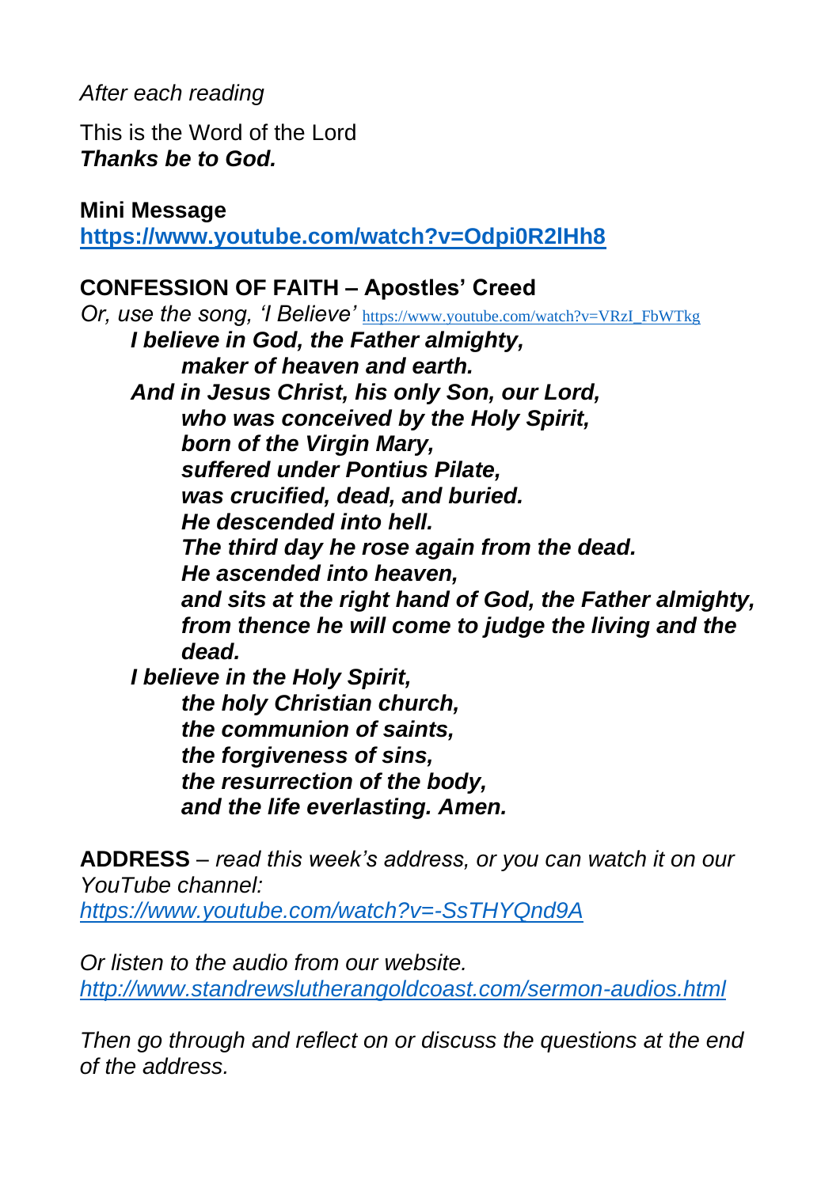*After each reading*

This is the Word of the Lord  
***Thanks be to God.***

**Mini Message**  
**https://www.youtube.com/watch?v=Odpi0R2lHh8**

**CONFESSION OF FAITH – Apostles' Creed**  
*Or, use the song, 'I Believe'* https://www.youtube.com/watch?v=VRzI_FbWTkg

***I believe in God, the Father almighty,***  
***maker of heaven and earth.***  
***And in Jesus Christ, his only Son, our Lord,***  
***who was conceived by the Holy Spirit,***  
***born of the Virgin Mary,***  
***suffered under Pontius Pilate,***  
***was crucified, dead, and buried.***  
***He descended into hell.***  
***The third day he rose again from the dead.***  
***He ascended into heaven,***  
***and sits at the right hand of God, the Father almighty,***  
***from thence he will come to judge the living and the dead.***  
***I believe in the Holy Spirit,***  
***the holy Christian church,***  
***the communion of saints,***  
***the forgiveness of sins,***  
***the resurrection of the body,***  
***and the life everlasting. Amen.***

**ADDRESS** – *read this week's address, or you can watch it on our YouTube channel:*  
*https://www.youtube.com/watch?v=-SsTHYQnd9A*

*Or listen to the audio from our website.*  
*http://www.standrewslutherangoldcoast.com/sermon-audios.html*

*Then go through and reflect on or discuss the questions at the end of the address.*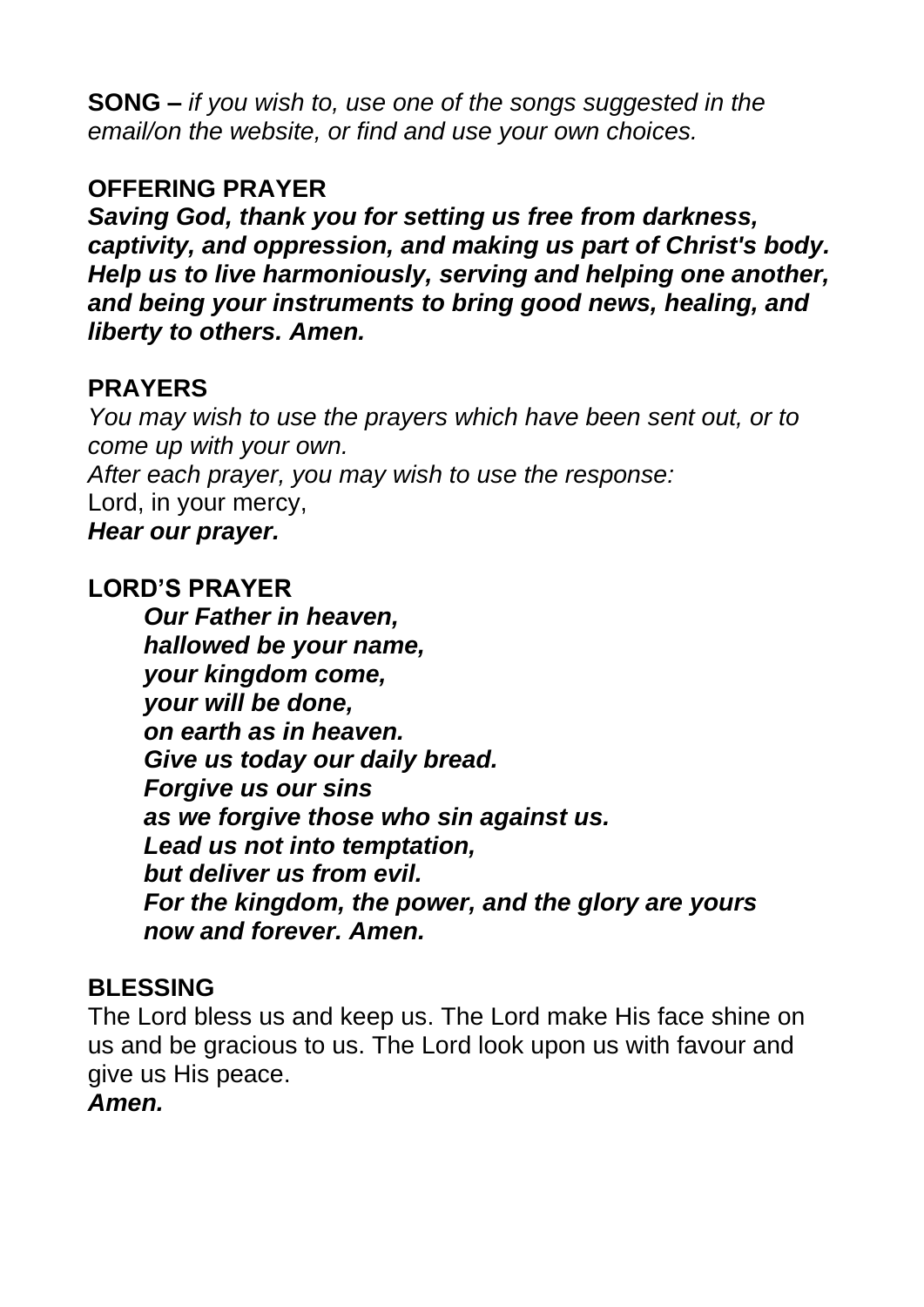**SONG –** *if you wish to, use one of the songs suggested in the email/on the website, or find and use your own choices.*

**OFFERING PRAYER**

***Saving God, thank you for setting us free from darkness, captivity, and oppression, and making us part of Christ's body. Help us to live harmoniously, serving and helping one another, and being your instruments to bring good news, healing, and liberty to others. Amen.***

**PRAYERS**

*You may wish to use the prayers which have been sent out, or to come up with your own.*
*After each prayer, you may wish to use the response:*
Lord, in your mercy,
***Hear our prayer.***

**LORD'S PRAYER**

***Our Father in heaven,***
***hallowed be your name,***
***your kingdom come,***
***your will be done,***
***on earth as in heaven.***
***Give us today our daily bread.***
***Forgive us our sins***
***as we forgive those who sin against us.***
***Lead us not into temptation,***
***but deliver us from evil.***
***For the kingdom, the power, and the glory are yours***
***now and forever. Amen.***

**BLESSING**

The Lord bless us and keep us. The Lord make His face shine on us and be gracious to us. The Lord look upon us with favour and give us His peace.
***Amen.***